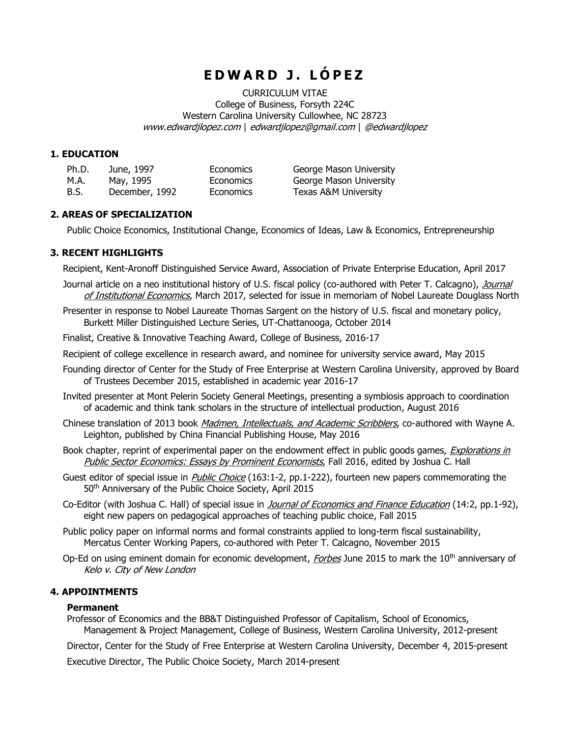# EDWARD J. LÓPEZ

CURRICULUM VITAE
College of Business, Forsyth 224C
Western Carolina University Cullowhee, NC 28723
*www.edwardjlopez.com | edwardjlopez@gmail.com | @edwardjlopez*

## 1. EDUCATION

| | | | |
|---|---|---|---|
| Ph.D. | June, 1997 | Economics | George Mason University |
| M.A. | May, 1995 | Economics | George Mason University |
| B.S. | December, 1992 | Economics | Texas A&M University |

## 2. AREAS OF SPECIALIZATION

Public Choice Economics, Institutional Change, Economics of Ideas, Law & Economics, Entrepreneurship

## 3. RECENT HIGHLIGHTS

Recipient, Kent-Aronoff Distinguished Service Award, Association of Private Enterprise Education, April 2017

Journal article on a neo institutional history of U.S. fiscal policy (co-authored with Peter T. Calcagno), *Journal of Institutional Economics*, March 2017, selected for issue in memoriam of Nobel Laureate Douglass North

Presenter in response to Nobel Laureate Thomas Sargent on the history of U.S. fiscal and monetary policy, Burkett Miller Distinguished Lecture Series, UT-Chattanooga, October 2014

Finalist, Creative & Innovative Teaching Award, College of Business, 2016-17

Recipient of college excellence in research award, and nominee for university service award, May 2015

Founding director of Center for the Study of Free Enterprise at Western Carolina University, approved by Board of Trustees December 2015, established in academic year 2016-17

Invited presenter at Mont Pelerin Society General Meetings, presenting a symbiosis approach to coordination of academic and think tank scholars in the structure of intellectual production, August 2016

Chinese translation of 2013 book *Madmen, Intellectuals, and Academic Scribblers*, co-authored with Wayne A. Leighton, published by China Financial Publishing House, May 2016

Book chapter, reprint of experimental paper on the endowment effect in public goods games, *Explorations in Public Sector Economics: Essays by Prominent Economists*, Fall 2016, edited by Joshua C. Hall

Guest editor of special issue in *Public Choice* (163:1-2, pp.1-222), fourteen new papers commemorating the 50th Anniversary of the Public Choice Society, April 2015

Co-Editor (with Joshua C. Hall) of special issue in *Journal of Economics and Finance Education* (14:2, pp.1-92), eight new papers on pedagogical approaches of teaching public choice, Fall 2015

Public policy paper on informal norms and formal constraints applied to long-term fiscal sustainability, Mercatus Center Working Papers, co-authored with Peter T. Calcagno, November 2015

Op-Ed on using eminent domain for economic development, *Forbes* June 2015 to mark the 10th anniversary of *Kelo v. City of New London*

## 4. APPOINTMENTS

### Permanent

Professor of Economics and the BB&T Distinguished Professor of Capitalism, School of Economics, Management & Project Management, College of Business, Western Carolina University, 2012-present

Director, Center for the Study of Free Enterprise at Western Carolina University, December 4, 2015-present

Executive Director, The Public Choice Society, March 2014-present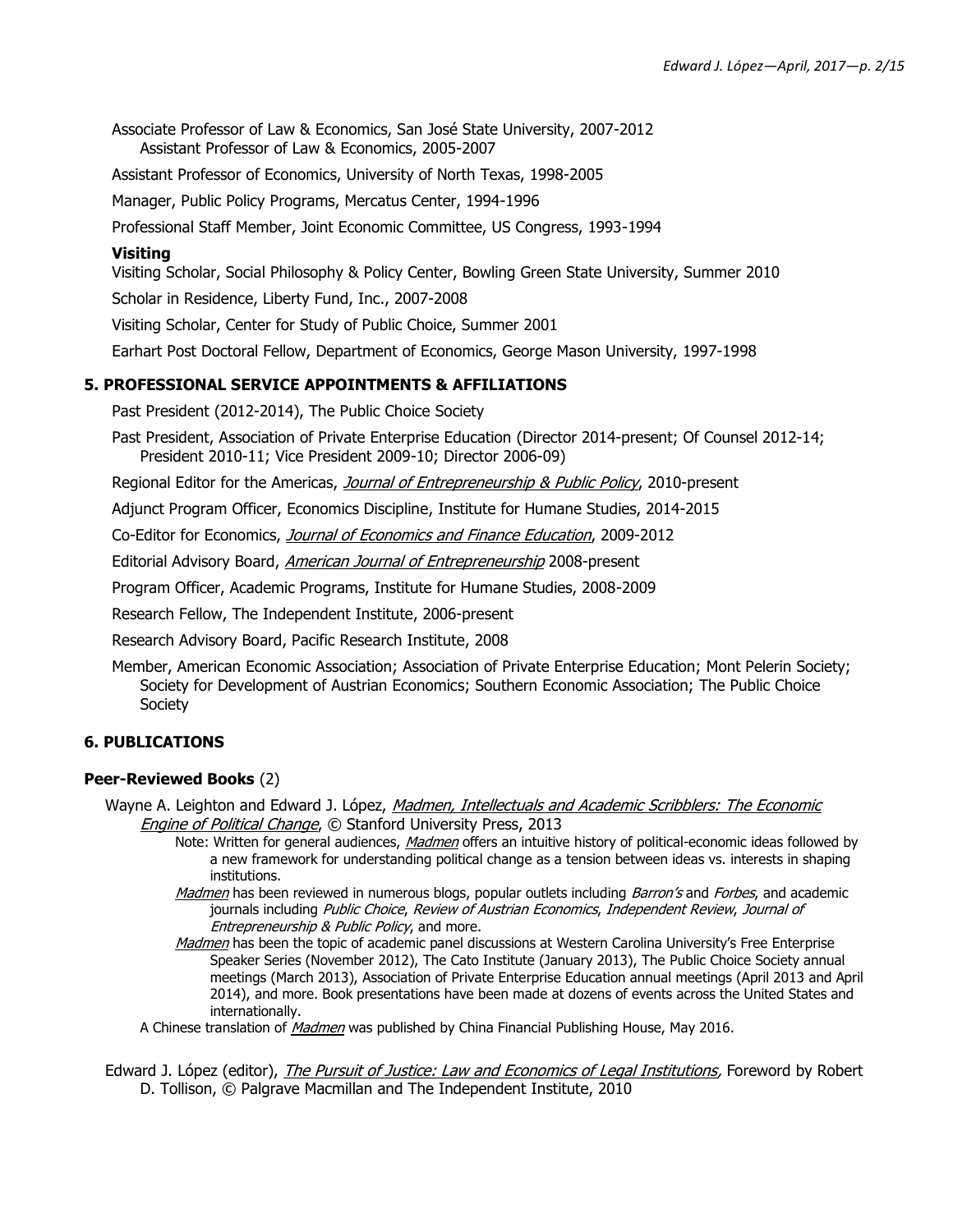Associate Professor of Law & Economics, San José State University, 2007-2012
  Assistant Professor of Law & Economics, 2005-2007

Assistant Professor of Economics, University of North Texas, 1998-2005

Manager, Public Policy Programs, Mercatus Center, 1994-1996

Professional Staff Member, Joint Economic Committee, US Congress, 1993-1994

**Visiting**

Visiting Scholar, Social Philosophy & Policy Center, Bowling Green State University, Summer 2010

Scholar in Residence, Liberty Fund, Inc., 2007-2008

Visiting Scholar, Center for Study of Public Choice, Summer 2001

Earhart Post Doctoral Fellow, Department of Economics, George Mason University, 1997-1998

## 5. PROFESSIONAL SERVICE APPOINTMENTS & AFFILIATIONS

Past President (2012-2014), The Public Choice Society

Past President, Association of Private Enterprise Education (Director 2014-present; Of Counsel 2012-14; President 2010-11; Vice President 2009-10; Director 2006-09)

Regional Editor for the Americas, *Journal of Entrepreneurship & Public Policy*, 2010-present

Adjunct Program Officer, Economics Discipline, Institute for Humane Studies, 2014-2015

Co-Editor for Economics, *Journal of Economics and Finance Education*, 2009-2012

Editorial Advisory Board, *American Journal of Entrepreneurship* 2008-present

Program Officer, Academic Programs, Institute for Humane Studies, 2008-2009

Research Fellow, The Independent Institute, 2006-present

Research Advisory Board, Pacific Research Institute, 2008

Member, American Economic Association; Association of Private Enterprise Education; Mont Pelerin Society; Society for Development of Austrian Economics; Southern Economic Association; The Public Choice Society

## 6. PUBLICATIONS

### Peer-Reviewed Books (2)

Wayne A. Leighton and Edward J. López, *Madmen, Intellectuals and Academic Scribblers: The Economic Engine of Political Change*, © Stanford University Press, 2013

Note: Written for general audiences, *Madmen* offers an intuitive history of political-economic ideas followed by a new framework for understanding political change as a tension between ideas vs. interests in shaping institutions.

*Madmen* has been reviewed in numerous blogs, popular outlets including *Barron's* and *Forbes*, and academic journals including *Public Choice*, *Review of Austrian Economics*, *Independent Review*, *Journal of Entrepreneurship & Public Policy*, and more.

*Madmen* has been the topic of academic panel discussions at Western Carolina University's Free Enterprise Speaker Series (November 2012), The Cato Institute (January 2013), The Public Choice Society annual meetings (March 2013), Association of Private Enterprise Education annual meetings (April 2013 and April 2014), and more. Book presentations have been made at dozens of events across the United States and internationally.

A Chinese translation of *Madmen* was published by China Financial Publishing House, May 2016.

Edward J. López (editor), *The Pursuit of Justice: Law and Economics of Legal Institutions*, Foreword by Robert D. Tollison, © Palgrave Macmillan and The Independent Institute, 2010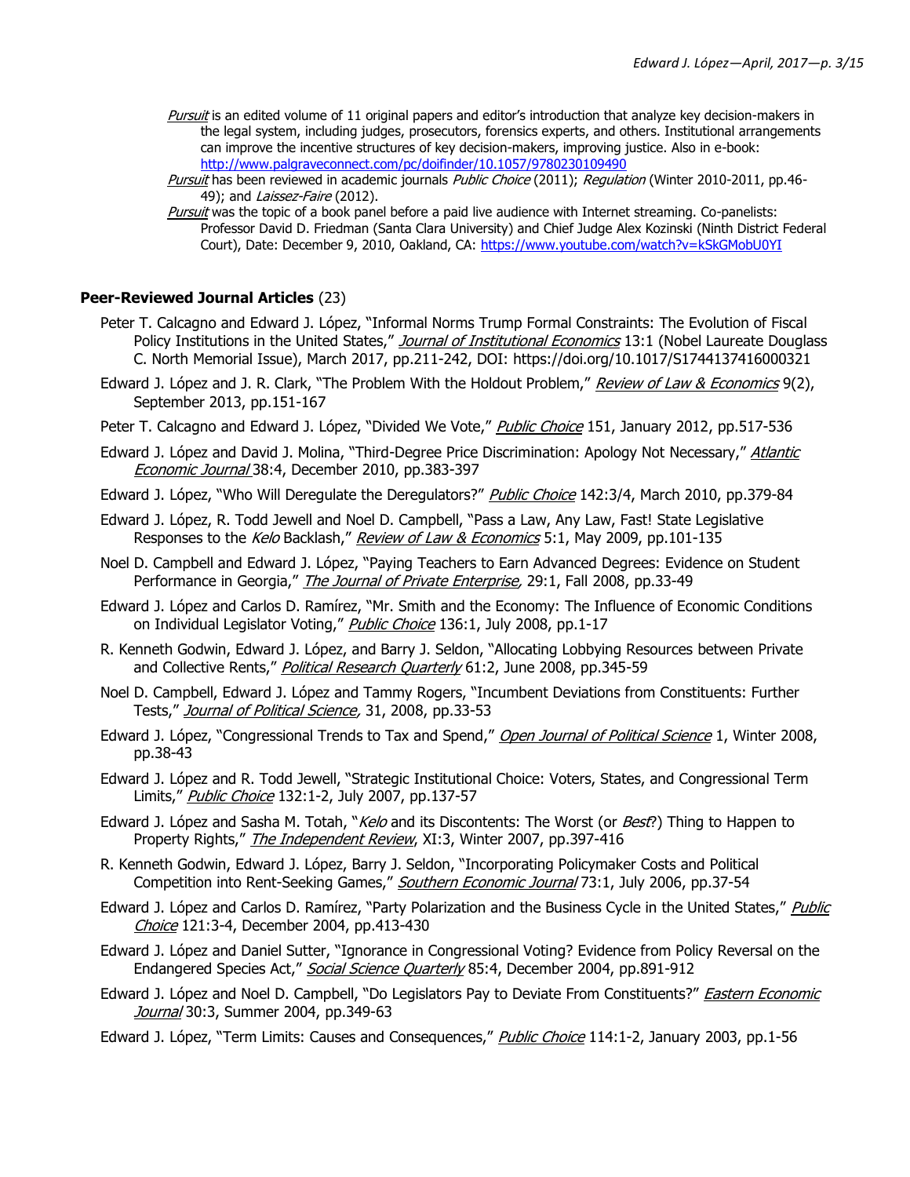*Pursuit* is an edited volume of 11 original papers and editor's introduction that analyze key decision-makers in the legal system, including judges, prosecutors, forensics experts, and others. Institutional arrangements can improve the incentive structures of key decision-makers, improving justice. Also in e-book: http://www.palgraveconnect.com/pc/doifinder/10.1057/9780230109490

*Pursuit* has been reviewed in academic journals *Public Choice* (2011); *Regulation* (Winter 2010-2011, pp.46-49); and *Laissez-Faire* (2012).

*Pursuit* was the topic of a book panel before a paid live audience with Internet streaming. Co-panelists: Professor David D. Friedman (Santa Clara University) and Chief Judge Alex Kozinski (Ninth District Federal Court), Date: December 9, 2010, Oakland, CA: https://www.youtube.com/watch?v=kSkGMobU0YI

**Peer-Reviewed Journal Articles** (23)

Peter T. Calcagno and Edward J. López, "Informal Norms Trump Formal Constraints: The Evolution of Fiscal Policy Institutions in the United States," *Journal of Institutional Economics* 13:1 (Nobel Laureate Douglass C. North Memorial Issue), March 2017, pp.211-242, DOI: https://doi.org/10.1017/S1744137416000321

Edward J. López and J. R. Clark, "The Problem With the Holdout Problem," *Review of Law & Economics* 9(2), September 2013, pp.151-167

Peter T. Calcagno and Edward J. López, "Divided We Vote," *Public Choice* 151, January 2012, pp.517-536

Edward J. López and David J. Molina, "Third-Degree Price Discrimination: Apology Not Necessary," *Atlantic Economic Journal* 38:4, December 2010, pp.383-397

Edward J. López, "Who Will Deregulate the Deregulators?" *Public Choice* 142:3/4, March 2010, pp.379-84

Edward J. López, R. Todd Jewell and Noel D. Campbell, "Pass a Law, Any Law, Fast! State Legislative Responses to the *Kelo* Backlash," *Review of Law & Economics* 5:1, May 2009, pp.101-135

Noel D. Campbell and Edward J. López, "Paying Teachers to Earn Advanced Degrees: Evidence on Student Performance in Georgia," *The Journal of Private Enterprise,* 29:1, Fall 2008, pp.33-49

Edward J. López and Carlos D. Ramírez, "Mr. Smith and the Economy: The Influence of Economic Conditions on Individual Legislator Voting," *Public Choice* 136:1, July 2008, pp.1-17

R. Kenneth Godwin, Edward J. López, and Barry J. Seldon, "Allocating Lobbying Resources between Private and Collective Rents," *Political Research Quarterly* 61:2, June 2008, pp.345-59

Noel D. Campbell, Edward J. López and Tammy Rogers, "Incumbent Deviations from Constituents: Further Tests," *Journal of Political Science,* 31, 2008, pp.33-53

Edward J. López, "Congressional Trends to Tax and Spend," *Open Journal of Political Science* 1, Winter 2008, pp.38-43

Edward J. López and R. Todd Jewell, "Strategic Institutional Choice: Voters, States, and Congressional Term Limits," *Public Choice* 132:1-2, July 2007, pp.137-57

Edward J. López and Sasha M. Totah, "*Kelo* and its Discontents: The Worst (or *Best*?) Thing to Happen to Property Rights," *The Independent Review*, XI:3, Winter 2007, pp.397-416

R. Kenneth Godwin, Edward J. López, Barry J. Seldon, "Incorporating Policymaker Costs and Political Competition into Rent-Seeking Games," *Southern Economic Journal* 73:1, July 2006, pp.37-54

Edward J. López and Carlos D. Ramírez, "Party Polarization and the Business Cycle in the United States," *Public Choice* 121:3-4, December 2004, pp.413-430

Edward J. López and Daniel Sutter, "Ignorance in Congressional Voting? Evidence from Policy Reversal on the Endangered Species Act," *Social Science Quarterly* 85:4, December 2004, pp.891-912

Edward J. López and Noel D. Campbell, "Do Legislators Pay to Deviate From Constituents?" *Eastern Economic Journal* 30:3, Summer 2004, pp.349-63

Edward J. López, "Term Limits: Causes and Consequences," *Public Choice* 114:1-2, January 2003, pp.1-56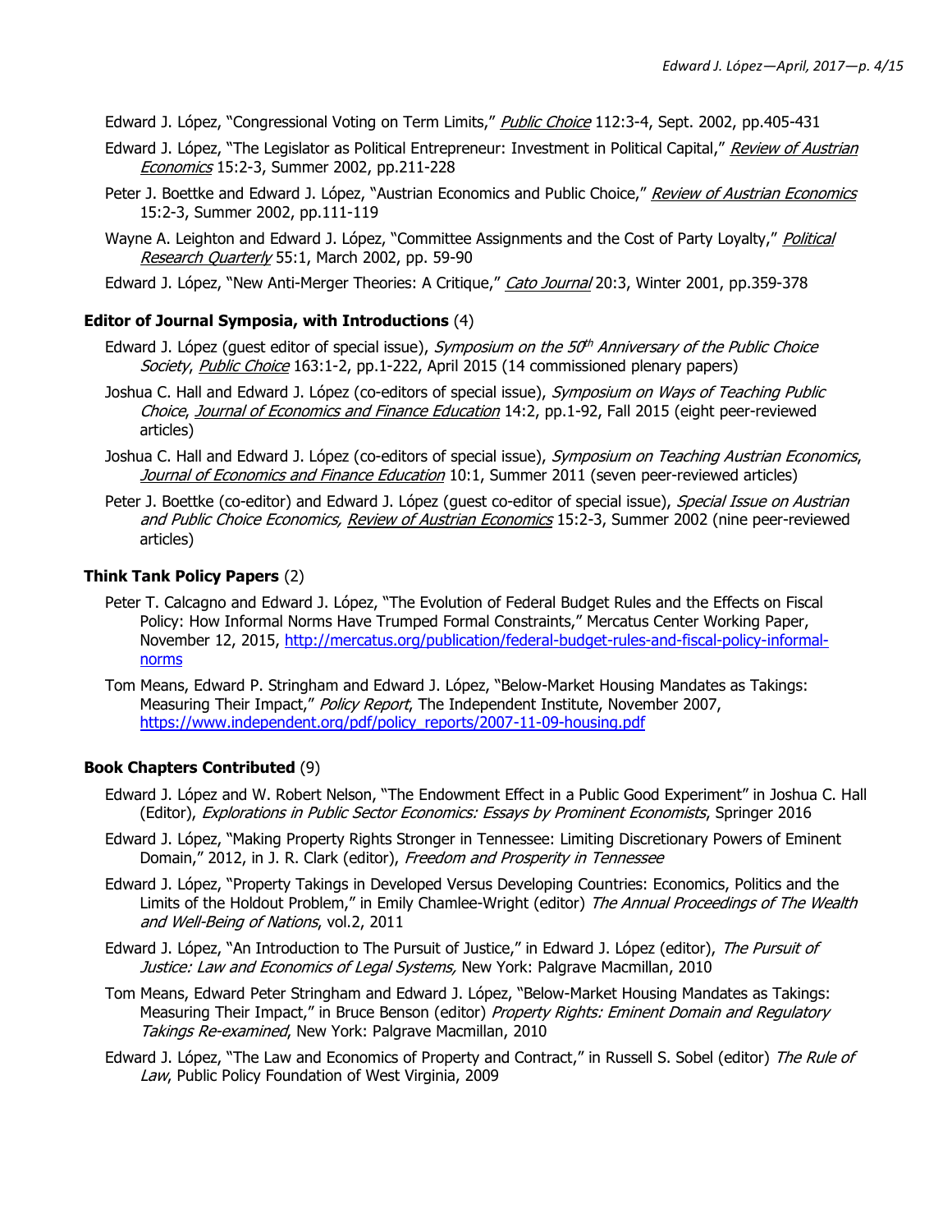Edward J. López, "Congressional Voting on Term Limits," *Public Choice* 112:3-4, Sept. 2002, pp.405-431

Edward J. López, "The Legislator as Political Entrepreneur: Investment in Political Capital," *Review of Austrian Economics* 15:2-3, Summer 2002, pp.211-228

Peter J. Boettke and Edward J. López, "Austrian Economics and Public Choice," *Review of Austrian Economics* 15:2-3, Summer 2002, pp.111-119

Wayne A. Leighton and Edward J. López, "Committee Assignments and the Cost of Party Loyalty," *Political Research Quarterly* 55:1, March 2002, pp. 59-90

Edward J. López, "New Anti-Merger Theories: A Critique," *Cato Journal* 20:3, Winter 2001, pp.359-378

**Editor of Journal Symposia, with Introductions** (4)

Edward J. López (guest editor of special issue), *Symposium on the 50th Anniversary of the Public Choice Society*, *Public Choice* 163:1-2, pp.1-222, April 2015 (14 commissioned plenary papers)

Joshua C. Hall and Edward J. López (co-editors of special issue), *Symposium on Ways of Teaching Public Choice*, *Journal of Economics and Finance Education* 14:2, pp.1-92, Fall 2015 (eight peer-reviewed articles)

Joshua C. Hall and Edward J. López (co-editors of special issue), *Symposium on Teaching Austrian Economics*, *Journal of Economics and Finance Education* 10:1, Summer 2011 (seven peer-reviewed articles)

Peter J. Boettke (co-editor) and Edward J. López (guest co-editor of special issue), *Special Issue on Austrian and Public Choice Economics, Review of Austrian Economics* 15:2-3, Summer 2002 (nine peer-reviewed articles)

**Think Tank Policy Papers** (2)

Peter T. Calcagno and Edward J. López, "The Evolution of Federal Budget Rules and the Effects on Fiscal Policy: How Informal Norms Have Trumped Formal Constraints," Mercatus Center Working Paper, November 12, 2015, http://mercatus.org/publication/federal-budget-rules-and-fiscal-policy-informal-norms

Tom Means, Edward P. Stringham and Edward J. López, "Below-Market Housing Mandates as Takings: Measuring Their Impact," *Policy Report*, The Independent Institute, November 2007, https://www.independent.org/pdf/policy_reports/2007-11-09-housing.pdf

**Book Chapters Contributed** (9)

Edward J. López and W. Robert Nelson, "The Endowment Effect in a Public Good Experiment" in Joshua C. Hall (Editor), *Explorations in Public Sector Economics: Essays by Prominent Economists*, Springer 2016

Edward J. López, "Making Property Rights Stronger in Tennessee: Limiting Discretionary Powers of Eminent Domain," 2012, in J. R. Clark (editor), *Freedom and Prosperity in Tennessee*

Edward J. López, "Property Takings in Developed Versus Developing Countries: Economics, Politics and the Limits of the Holdout Problem," in Emily Chamlee-Wright (editor) *The Annual Proceedings of The Wealth and Well-Being of Nations*, vol.2, 2011

Edward J. López, "An Introduction to The Pursuit of Justice," in Edward J. López (editor), *The Pursuit of Justice: Law and Economics of Legal Systems,* New York: Palgrave Macmillan, 2010

Tom Means, Edward Peter Stringham and Edward J. López, "Below-Market Housing Mandates as Takings: Measuring Their Impact," in Bruce Benson (editor) *Property Rights: Eminent Domain and Regulatory Takings Re-examined*, New York: Palgrave Macmillan, 2010

Edward J. López, "The Law and Economics of Property and Contract," in Russell S. Sobel (editor) *The Rule of Law*, Public Policy Foundation of West Virginia, 2009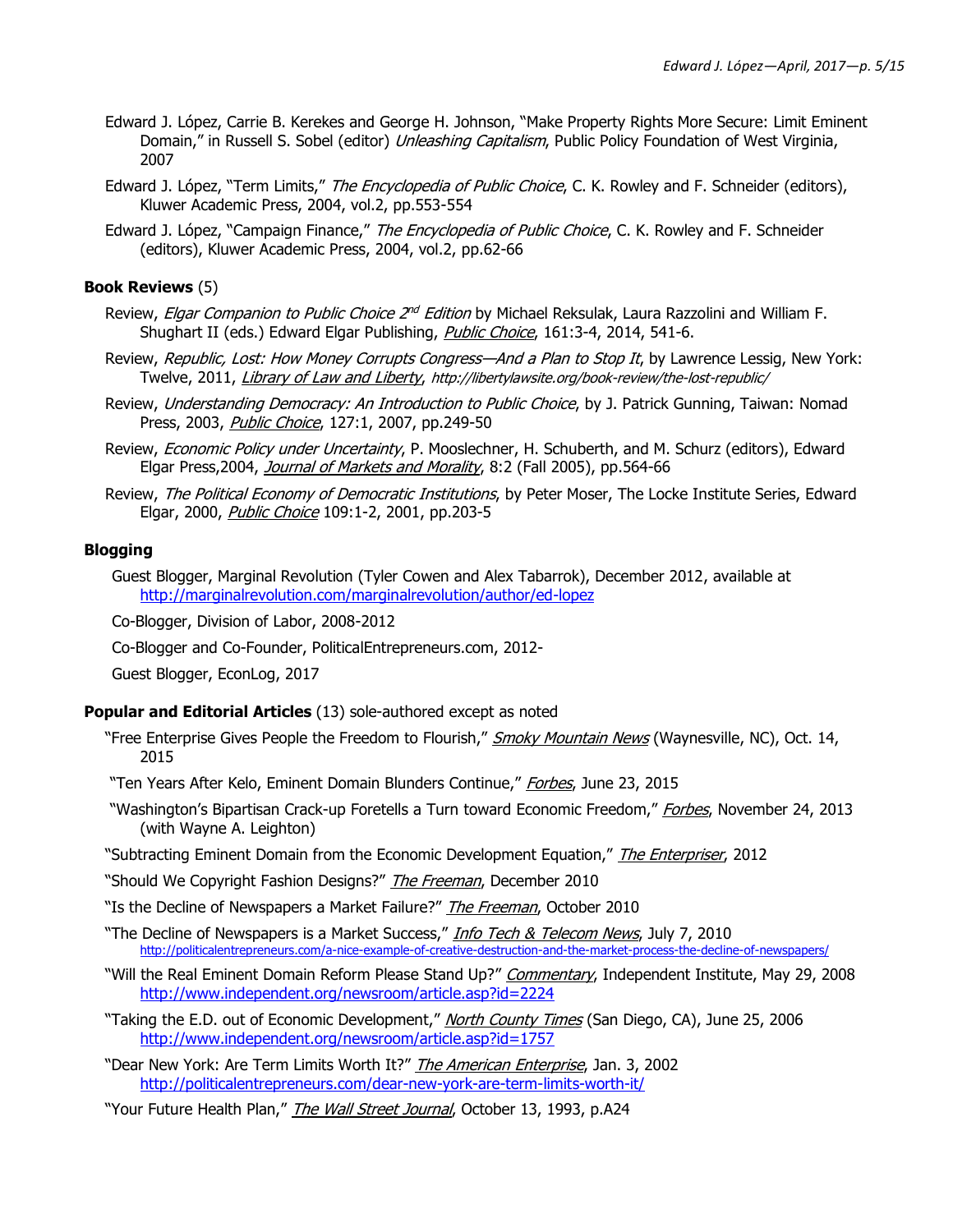Edward J. López, Carrie B. Kerekes and George H. Johnson, "Make Property Rights More Secure: Limit Eminent Domain," in Russell S. Sobel (editor) *Unleashing Capitalism*, Public Policy Foundation of West Virginia, 2007

Edward J. López, "Term Limits," *The Encyclopedia of Public Choice*, C. K. Rowley and F. Schneider (editors), Kluwer Academic Press, 2004, vol.2, pp.553-554

Edward J. López, "Campaign Finance," *The Encyclopedia of Public Choice*, C. K. Rowley and F. Schneider (editors), Kluwer Academic Press, 2004, vol.2, pp.62-66

**Book Reviews** (5)

Review, *Elgar Companion to Public Choice 2nd Edition* by Michael Reksulak, Laura Razzolini and William F. Shughart II (eds.) Edward Elgar Publishing, *Public Choice*, 161:3-4, 2014, 541-6.

Review, *Republic, Lost: How Money Corrupts Congress—And a Plan to Stop It*, by Lawrence Lessig, New York: Twelve, 2011, *Library of Law and Liberty*, *http://libertylawsite.org/book-review/the-lost-republic/*

Review, *Understanding Democracy: An Introduction to Public Choice*, by J. Patrick Gunning, Taiwan: Nomad Press, 2003, *Public Choice*, 127:1, 2007, pp.249-50

Review, *Economic Policy under Uncertainty*, P. Mooslechner, H. Schuberth, and M. Schurz (editors), Edward Elgar Press,2004, *Journal of Markets and Morality*, 8:2 (Fall 2005), pp.564-66

Review, *The Political Economy of Democratic Institutions*, by Peter Moser, The Locke Institute Series, Edward Elgar, 2000, *Public Choice* 109:1-2, 2001, pp.203-5

**Blogging**

Guest Blogger, Marginal Revolution (Tyler Cowen and Alex Tabarrok), December 2012, available at http://marginalrevolution.com/marginalrevolution/author/ed-lopez

Co-Blogger, Division of Labor, 2008-2012

Co-Blogger and Co-Founder, PoliticalEntrepreneurs.com, 2012-

Guest Blogger, EconLog, 2017

**Popular and Editorial Articles** (13) sole-authored except as noted

"Free Enterprise Gives People the Freedom to Flourish," *Smoky Mountain News* (Waynesville, NC), Oct. 14, 2015

"Ten Years After Kelo, Eminent Domain Blunders Continue," *Forbes*, June 23, 2015

"Washington's Bipartisan Crack-up Foretells a Turn toward Economic Freedom," *Forbes*, November 24, 2013 (with Wayne A. Leighton)

"Subtracting Eminent Domain from the Economic Development Equation," *The Enterpriser*, 2012

"Should We Copyright Fashion Designs?" *The Freeman*, December 2010

"Is the Decline of Newspapers a Market Failure?" *The Freeman*, October 2010

"The Decline of Newspapers is a Market Success," *Info Tech & Telecom News*, July 7, 2010 http://politicalentrepreneurs.com/a-nice-example-of-creative-destruction-and-the-market-process-the-decline-of-newspapers/

"Will the Real Eminent Domain Reform Please Stand Up?" *Commentary*, Independent Institute, May 29, 2008 http://www.independent.org/newsroom/article.asp?id=2224

"Taking the E.D. out of Economic Development," *North County Times* (San Diego, CA), June 25, 2006 http://www.independent.org/newsroom/article.asp?id=1757

"Dear New York: Are Term Limits Worth It?" *The American Enterprise*, Jan. 3, 2002 http://politicalentrepreneurs.com/dear-new-york-are-term-limits-worth-it/

"Your Future Health Plan," *The Wall Street Journal*, October 13, 1993, p.A24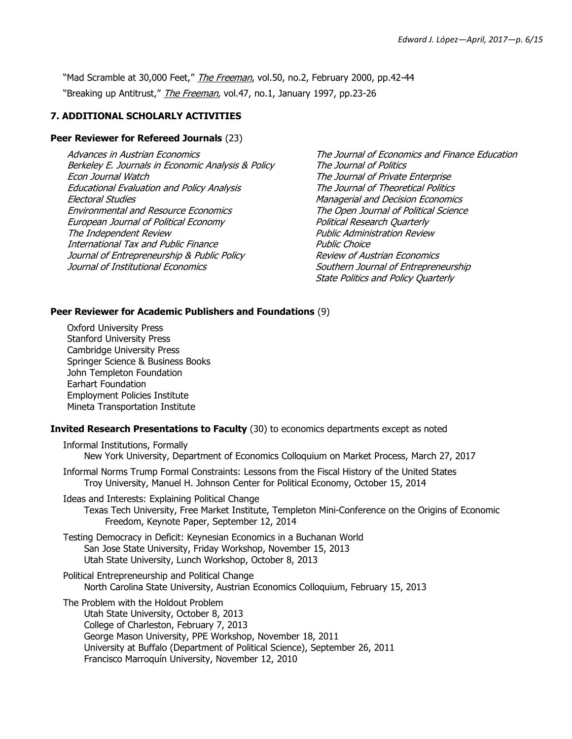"Mad Scramble at 30,000 Feet," *The Freeman*, vol.50, no.2, February 2000, pp.42-44

"Breaking up Antitrust," *The Freeman*, vol.47, no.1, January 1997, pp.23-26

## 7. ADDITIONAL SCHOLARLY ACTIVITIES

### Peer Reviewer for Refereed Journals (23)

*Advances in Austrian Economics*
*Berkeley E. Journals in Economic Analysis & Policy*
*Econ Journal Watch*
*Educational Evaluation and Policy Analysis*
*Electoral Studies*
*Environmental and Resource Economics*
*European Journal of Political Economy*
*The Independent Review*
*International Tax and Public Finance*
*Journal of Entrepreneurship & Public Policy*
*Journal of Institutional Economics*
*The Journal of Economics and Finance Education*
*The Journal of Politics*
*The Journal of Private Enterprise*
*The Journal of Theoretical Politics*
*Managerial and Decision Economics*
*The Open Journal of Political Science*
*Political Research Quarterly*
*Public Administration Review*
*Public Choice*
*Review of Austrian Economics*
*Southern Journal of Entrepreneurship*
*State Politics and Policy Quarterly*

### Peer Reviewer for Academic Publishers and Foundations (9)

Oxford University Press
Stanford University Press
Cambridge University Press
Springer Science & Business Books
John Templeton Foundation
Earhart Foundation
Employment Policies Institute
Mineta Transportation Institute

### Invited Research Presentations to Faculty (30) to economics departments except as noted

Informal Institutions, Formally
- New York University, Department of Economics Colloquium on Market Process, March 27, 2017

Informal Norms Trump Formal Constraints: Lessons from the Fiscal History of the United States
- Troy University, Manuel H. Johnson Center for Political Economy, October 15, 2014

Ideas and Interests: Explaining Political Change
- Texas Tech University, Free Market Institute, Templeton Mini-Conference on the Origins of Economic Freedom, Keynote Paper, September 12, 2014

Testing Democracy in Deficit: Keynesian Economics in a Buchanan World
- San Jose State University, Friday Workshop, November 15, 2013
- Utah State University, Lunch Workshop, October 8, 2013

Political Entrepreneurship and Political Change
- North Carolina State University, Austrian Economics Colloquium, February 15, 2013

The Problem with the Holdout Problem
- Utah State University, October 8, 2013
- College of Charleston, February 7, 2013
- George Mason University, PPE Workshop, November 18, 2011
- University at Buffalo (Department of Political Science), September 26, 2011
- Francisco Marroquín University, November 12, 2010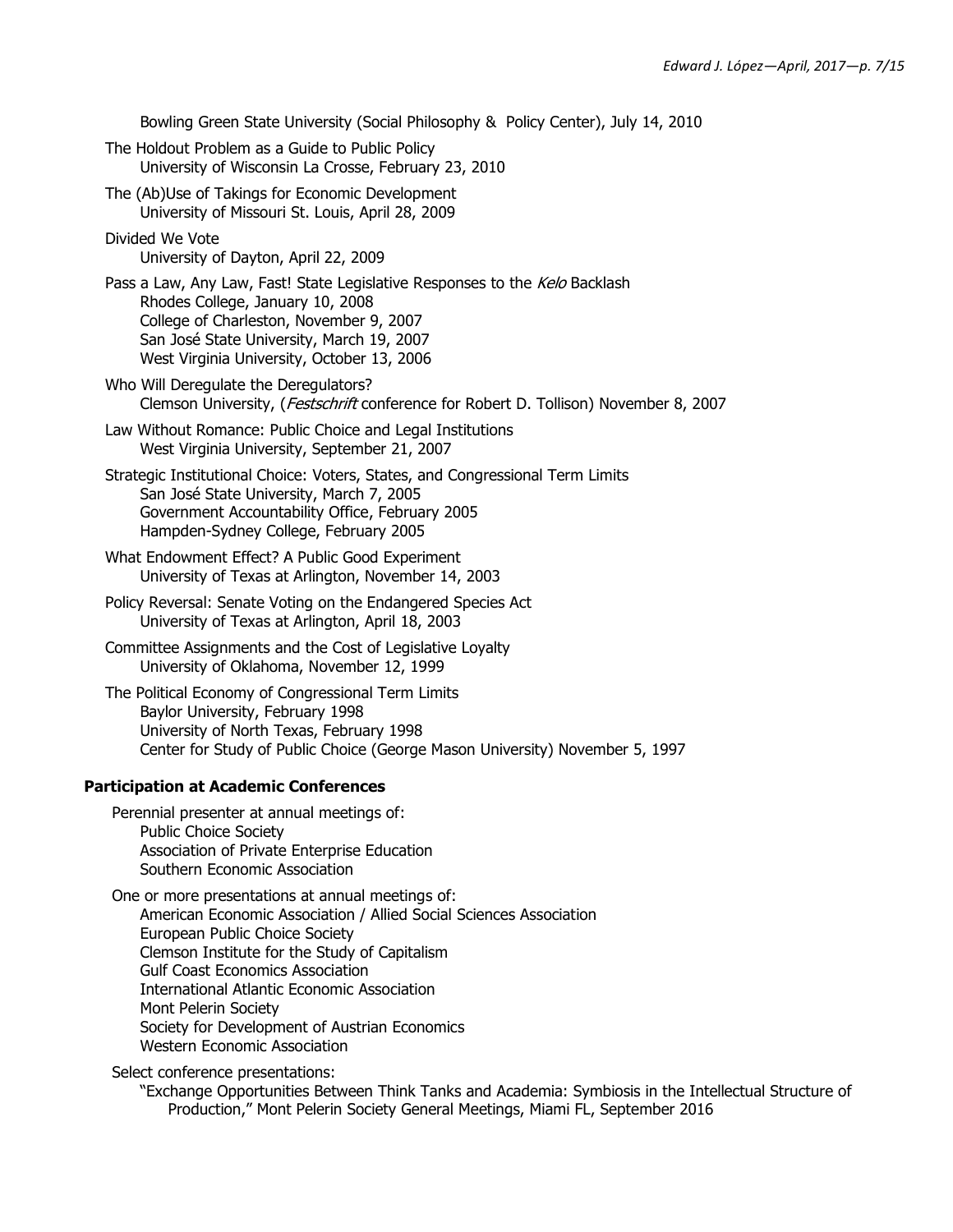Bowling Green State University (Social Philosophy & Policy Center), July 14, 2010

The Holdout Problem as a Guide to Public Policy
University of Wisconsin La Crosse, February 23, 2010

The (Ab)Use of Takings for Economic Development
University of Missouri St. Louis, April 28, 2009

Divided We Vote
University of Dayton, April 22, 2009

Pass a Law, Any Law, Fast! State Legislative Responses to the *Kelo* Backlash
Rhodes College, January 10, 2008
College of Charleston, November 9, 2007
San José State University, March 19, 2007
West Virginia University, October 13, 2006

Who Will Deregulate the Deregulators?
Clemson University, (*Festschrift* conference for Robert D. Tollison) November 8, 2007

Law Without Romance: Public Choice and Legal Institutions
West Virginia University, September 21, 2007

Strategic Institutional Choice: Voters, States, and Congressional Term Limits
San José State University, March 7, 2005
Government Accountability Office, February 2005
Hampden-Sydney College, February 2005

What Endowment Effect? A Public Good Experiment
University of Texas at Arlington, November 14, 2003

Policy Reversal: Senate Voting on the Endangered Species Act
University of Texas at Arlington, April 18, 2003

Committee Assignments and the Cost of Legislative Loyalty
University of Oklahoma, November 12, 1999

The Political Economy of Congressional Term Limits
Baylor University, February 1998
University of North Texas, February 1998
Center for Study of Public Choice (George Mason University) November 5, 1997

**Participation at Academic Conferences**

Perennial presenter at annual meetings of:
Public Choice Society
Association of Private Enterprise Education
Southern Economic Association

One or more presentations at annual meetings of:
American Economic Association / Allied Social Sciences Association
European Public Choice Society
Clemson Institute for the Study of Capitalism
Gulf Coast Economics Association
International Atlantic Economic Association
Mont Pelerin Society
Society for Development of Austrian Economics
Western Economic Association

Select conference presentations:

"Exchange Opportunities Between Think Tanks and Academia: Symbiosis in the Intellectual Structure of Production," Mont Pelerin Society General Meetings, Miami FL, September 2016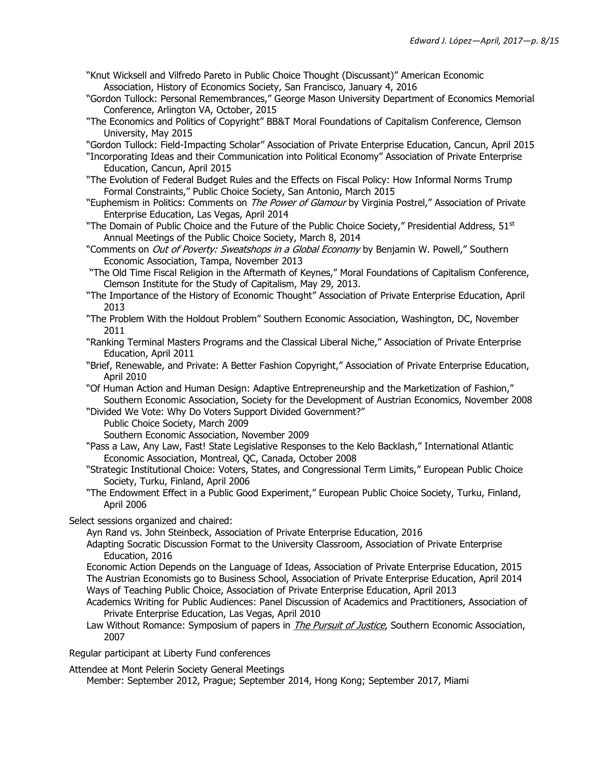- "Knut Wicksell and Vilfredo Pareto in Public Choice Thought (Discussant)" American Economic Association, History of Economics Society, San Francisco, January 4, 2016
- "Gordon Tullock: Personal Remembrances," George Mason University Department of Economics Memorial Conference, Arlington VA, October, 2015
- "The Economics and Politics of Copyright" BB&T Moral Foundations of Capitalism Conference, Clemson University, May 2015
- "Gordon Tullock: Field-Impacting Scholar" Association of Private Enterprise Education, Cancun, April 2015
- "Incorporating Ideas and their Communication into Political Economy" Association of Private Enterprise Education, Cancun, April 2015
- "The Evolution of Federal Budget Rules and the Effects on Fiscal Policy: How Informal Norms Trump Formal Constraints," Public Choice Society, San Antonio, March 2015
- "Euphemism in Politics: Comments on *The Power of Glamour* by Virginia Postrel," Association of Private Enterprise Education, Las Vegas, April 2014
- "The Domain of Public Choice and the Future of the Public Choice Society," Presidential Address, 51st Annual Meetings of the Public Choice Society, March 8, 2014
- "Comments on *Out of Poverty: Sweatshops in a Global Economy* by Benjamin W. Powell," Southern Economic Association, Tampa, November 2013
- "The Old Time Fiscal Religion in the Aftermath of Keynes," Moral Foundations of Capitalism Conference, Clemson Institute for the Study of Capitalism, May 29, 2013.
- "The Importance of the History of Economic Thought" Association of Private Enterprise Education, April 2013
- "The Problem With the Holdout Problem" Southern Economic Association, Washington, DC, November 2011
- "Ranking Terminal Masters Programs and the Classical Liberal Niche," Association of Private Enterprise Education, April 2011
- "Brief, Renewable, and Private: A Better Fashion Copyright," Association of Private Enterprise Education, April 2010
- "Of Human Action and Human Design: Adaptive Entrepreneurship and the Marketization of Fashion," Southern Economic Association, Society for the Development of Austrian Economics, November 2008
- "Divided We Vote: Why Do Voters Support Divided Government?"
  - Public Choice Society, March 2009
  - Southern Economic Association, November 2009
- "Pass a Law, Any Law, Fast! State Legislative Responses to the Kelo Backlash," International Atlantic Economic Association, Montreal, QC, Canada, October 2008
- "Strategic Institutional Choice: Voters, States, and Congressional Term Limits," European Public Choice Society, Turku, Finland, April 2006
- "The Endowment Effect in a Public Good Experiment," European Public Choice Society, Turku, Finland, April 2006

Select sessions organized and chaired:

- Ayn Rand vs. John Steinbeck, Association of Private Enterprise Education, 2016
- Adapting Socratic Discussion Format to the University Classroom, Association of Private Enterprise Education, 2016
- Economic Action Depends on the Language of Ideas, Association of Private Enterprise Education, 2015
- The Austrian Economists go to Business School, Association of Private Enterprise Education, April 2014
- Ways of Teaching Public Choice, Association of Private Enterprise Education, April 2013
- Academics Writing for Public Audiences: Panel Discussion of Academics and Practitioners, Association of Private Enterprise Education, Las Vegas, April 2010
- Law Without Romance: Symposium of papers in *The Pursuit of Justice*, Southern Economic Association, 2007

Regular participant at Liberty Fund conferences

Attendee at Mont Pelerin Society General Meetings

- Member: September 2012, Prague; September 2014, Hong Kong; September 2017, Miami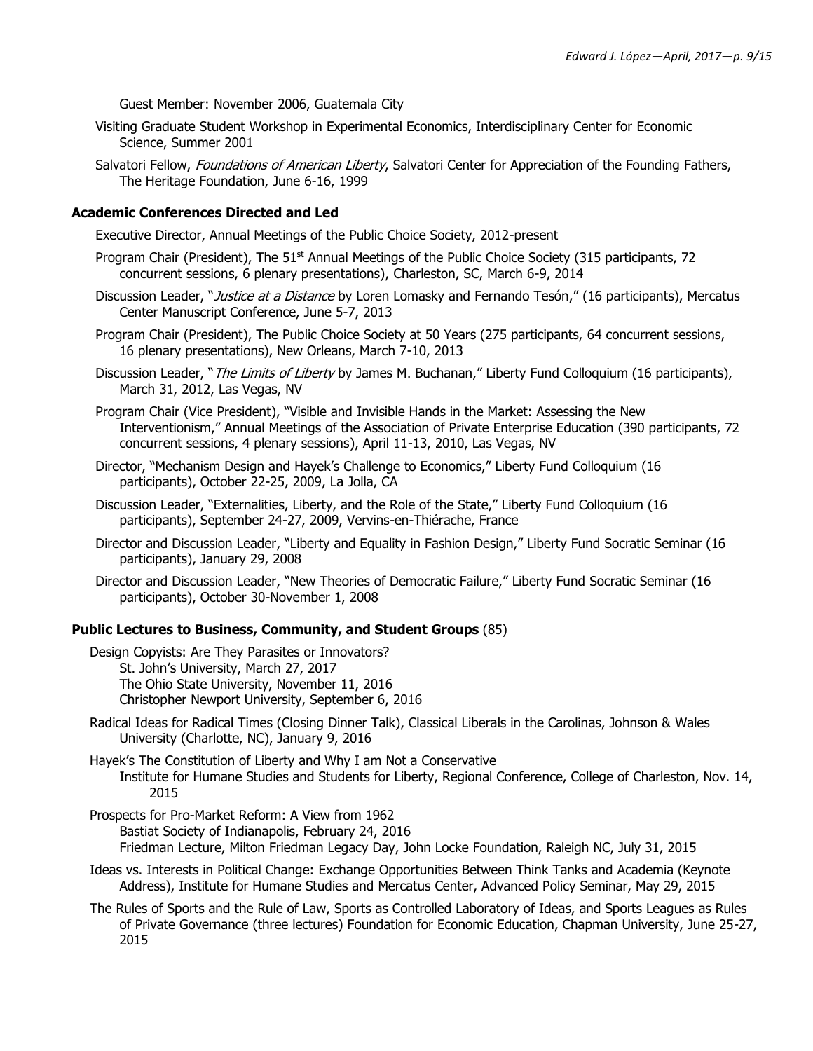Guest Member: November 2006, Guatemala City

Visiting Graduate Student Workshop in Experimental Economics, Interdisciplinary Center for Economic Science, Summer 2001

Salvatori Fellow, *Foundations of American Liberty*, Salvatori Center for Appreciation of the Founding Fathers, The Heritage Foundation, June 6-16, 1999

**Academic Conferences Directed and Led**

Executive Director, Annual Meetings of the Public Choice Society, 2012-present

Program Chair (President), The 51st Annual Meetings of the Public Choice Society (315 participants, 72 concurrent sessions, 6 plenary presentations), Charleston, SC, March 6-9, 2014

Discussion Leader, "*Justice at a Distance* by Loren Lomasky and Fernando Tesón," (16 participants), Mercatus Center Manuscript Conference, June 5-7, 2013

Program Chair (President), The Public Choice Society at 50 Years (275 participants, 64 concurrent sessions, 16 plenary presentations), New Orleans, March 7-10, 2013

Discussion Leader, "*The Limits of Liberty* by James M. Buchanan," Liberty Fund Colloquium (16 participants), March 31, 2012, Las Vegas, NV

Program Chair (Vice President), "Visible and Invisible Hands in the Market: Assessing the New Interventionism," Annual Meetings of the Association of Private Enterprise Education (390 participants, 72 concurrent sessions, 4 plenary sessions), April 11-13, 2010, Las Vegas, NV

Director, "Mechanism Design and Hayek's Challenge to Economics," Liberty Fund Colloquium (16 participants), October 22-25, 2009, La Jolla, CA

Discussion Leader, "Externalities, Liberty, and the Role of the State," Liberty Fund Colloquium (16 participants), September 24-27, 2009, Vervins-en-Thiérache, France

Director and Discussion Leader, "Liberty and Equality in Fashion Design," Liberty Fund Socratic Seminar (16 participants), January 29, 2008

Director and Discussion Leader, "New Theories of Democratic Failure," Liberty Fund Socratic Seminar (16 participants), October 30-November 1, 2008

**Public Lectures to Business, Community, and Student Groups** (85)

Design Copyists: Are They Parasites or Innovators?
- St. John's University, March 27, 2017
- The Ohio State University, November 11, 2016
- Christopher Newport University, September 6, 2016

Radical Ideas for Radical Times (Closing Dinner Talk), Classical Liberals in the Carolinas, Johnson & Wales University (Charlotte, NC), January 9, 2016

Hayek's The Constitution of Liberty and Why I am Not a Conservative
- Institute for Humane Studies and Students for Liberty, Regional Conference, College of Charleston, Nov. 14, 2015

Prospects for Pro-Market Reform: A View from 1962
- Bastiat Society of Indianapolis, February 24, 2016
- Friedman Lecture, Milton Friedman Legacy Day, John Locke Foundation, Raleigh NC, July 31, 2015

Ideas vs. Interests in Political Change: Exchange Opportunities Between Think Tanks and Academia (Keynote Address), Institute for Humane Studies and Mercatus Center, Advanced Policy Seminar, May 29, 2015

The Rules of Sports and the Rule of Law, Sports as Controlled Laboratory of Ideas, and Sports Leagues as Rules of Private Governance (three lectures) Foundation for Economic Education, Chapman University, June 25-27, 2015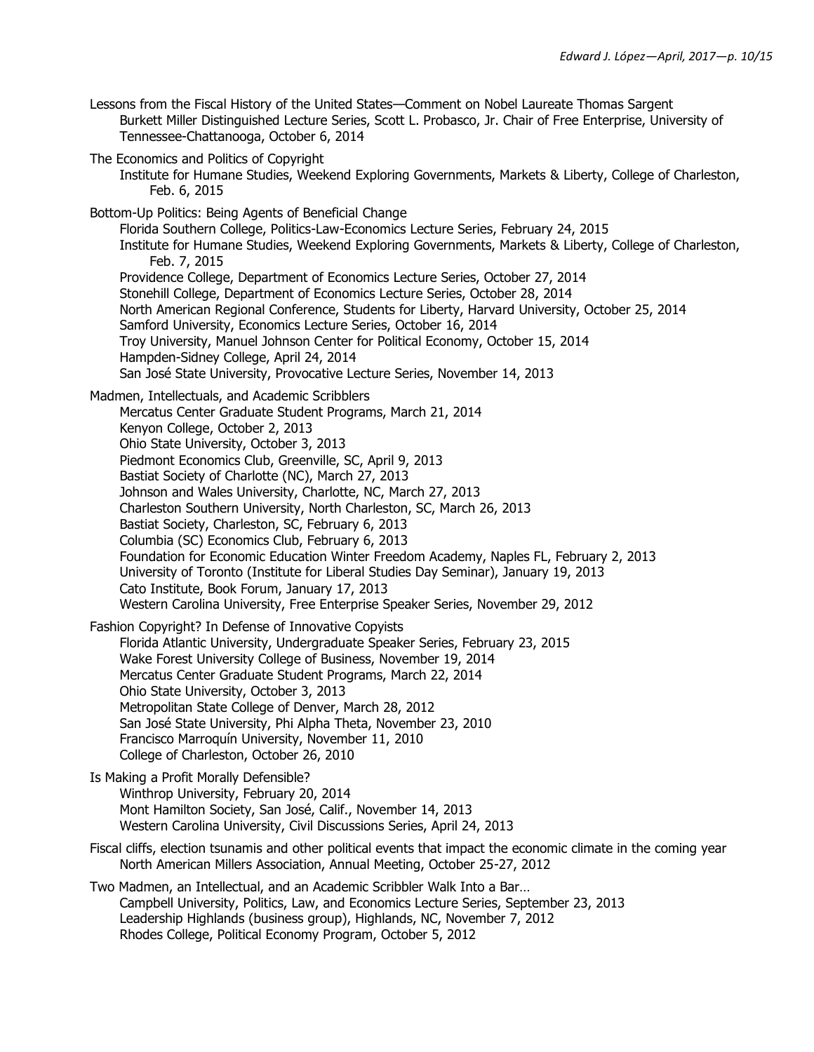Lessons from the Fiscal History of the United States—Comment on Nobel Laureate Thomas Sargent
- Burkett Miller Distinguished Lecture Series, Scott L. Probasco, Jr. Chair of Free Enterprise, University of Tennessee-Chattanooga, October 6, 2014

The Economics and Politics of Copyright
- Institute for Humane Studies, Weekend Exploring Governments, Markets & Liberty, College of Charleston, Feb. 6, 2015

Bottom-Up Politics: Being Agents of Beneficial Change
- Florida Southern College, Politics-Law-Economics Lecture Series, February 24, 2015
- Institute for Humane Studies, Weekend Exploring Governments, Markets & Liberty, College of Charleston, Feb. 7, 2015
- Providence College, Department of Economics Lecture Series, October 27, 2014
- Stonehill College, Department of Economics Lecture Series, October 28, 2014
- North American Regional Conference, Students for Liberty, Harvard University, October 25, 2014
- Samford University, Economics Lecture Series, October 16, 2014
- Troy University, Manuel Johnson Center for Political Economy, October 15, 2014
- Hampden-Sidney College, April 24, 2014
- San José State University, Provocative Lecture Series, November 14, 2013

Madmen, Intellectuals, and Academic Scribblers
- Mercatus Center Graduate Student Programs, March 21, 2014
- Kenyon College, October 2, 2013
- Ohio State University, October 3, 2013
- Piedmont Economics Club, Greenville, SC, April 9, 2013
- Bastiat Society of Charlotte (NC), March 27, 2013
- Johnson and Wales University, Charlotte, NC, March 27, 2013
- Charleston Southern University, North Charleston, SC, March 26, 2013
- Bastiat Society, Charleston, SC, February 6, 2013
- Columbia (SC) Economics Club, February 6, 2013
- Foundation for Economic Education Winter Freedom Academy, Naples FL, February 2, 2013
- University of Toronto (Institute for Liberal Studies Day Seminar), January 19, 2013
- Cato Institute, Book Forum, January 17, 2013
- Western Carolina University, Free Enterprise Speaker Series, November 29, 2012

Fashion Copyright? In Defense of Innovative Copyists
- Florida Atlantic University, Undergraduate Speaker Series, February 23, 2015
- Wake Forest University College of Business, November 19, 2014
- Mercatus Center Graduate Student Programs, March 22, 2014
- Ohio State University, October 3, 2013
- Metropolitan State College of Denver, March 28, 2012
- San José State University, Phi Alpha Theta, November 23, 2010
- Francisco Marroquín University, November 11, 2010
- College of Charleston, October 26, 2010

Is Making a Profit Morally Defensible?
- Winthrop University, February 20, 2014
- Mont Hamilton Society, San José, Calif., November 14, 2013
- Western Carolina University, Civil Discussions Series, April 24, 2013

Fiscal cliffs, election tsunamis and other political events that impact the economic climate in the coming year
- North American Millers Association, Annual Meeting, October 25-27, 2012

Two Madmen, an Intellectual, and an Academic Scribbler Walk Into a Bar…
- Campbell University, Politics, Law, and Economics Lecture Series, September 23, 2013
- Leadership Highlands (business group), Highlands, NC, November 7, 2012
- Rhodes College, Political Economy Program, October 5, 2012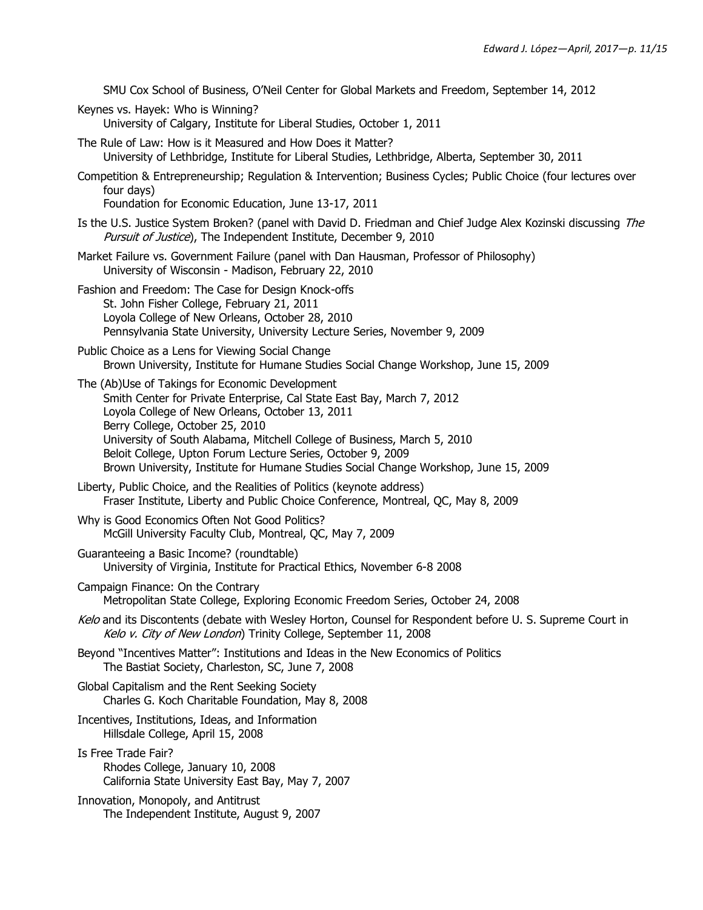SMU Cox School of Business, O'Neil Center for Global Markets and Freedom, September 14, 2012

Keynes vs. Hayek: Who is Winning?
University of Calgary, Institute for Liberal Studies, October 1, 2011

The Rule of Law: How is it Measured and How Does it Matter?
University of Lethbridge, Institute for Liberal Studies, Lethbridge, Alberta, September 30, 2011

Competition & Entrepreneurship; Regulation & Intervention; Business Cycles; Public Choice (four lectures over four days)
Foundation for Economic Education, June 13-17, 2011

Is the U.S. Justice System Broken? (panel with David D. Friedman and Chief Judge Alex Kozinski discussing *The Pursuit of Justice*), The Independent Institute, December 9, 2010

Market Failure vs. Government Failure (panel with Dan Hausman, Professor of Philosophy)
University of Wisconsin - Madison, February 22, 2010

Fashion and Freedom: The Case for Design Knock-offs
St. John Fisher College, February 21, 2011
Loyola College of New Orleans, October 28, 2010
Pennsylvania State University, University Lecture Series, November 9, 2009

Public Choice as a Lens for Viewing Social Change
Brown University, Institute for Humane Studies Social Change Workshop, June 15, 2009

The (Ab)Use of Takings for Economic Development
Smith Center for Private Enterprise, Cal State East Bay, March 7, 2012
Loyola College of New Orleans, October 13, 2011
Berry College, October 25, 2010
University of South Alabama, Mitchell College of Business, March 5, 2010
Beloit College, Upton Forum Lecture Series, October 9, 2009
Brown University, Institute for Humane Studies Social Change Workshop, June 15, 2009

Liberty, Public Choice, and the Realities of Politics (keynote address)
Fraser Institute, Liberty and Public Choice Conference, Montreal, QC, May 8, 2009

Why is Good Economics Often Not Good Politics?
McGill University Faculty Club, Montreal, QC, May 7, 2009

Guaranteeing a Basic Income? (roundtable)
University of Virginia, Institute for Practical Ethics, November 6-8 2008

Campaign Finance: On the Contrary
Metropolitan State College, Exploring Economic Freedom Series, October 24, 2008

*Kelo* and its Discontents (debate with Wesley Horton, Counsel for Respondent before U. S. Supreme Court in *Kelo v. City of New London*) Trinity College, September 11, 2008

Beyond "Incentives Matter": Institutions and Ideas in the New Economics of Politics
The Bastiat Society, Charleston, SC, June 7, 2008

Global Capitalism and the Rent Seeking Society
Charles G. Koch Charitable Foundation, May 8, 2008

Incentives, Institutions, Ideas, and Information
Hillsdale College, April 15, 2008

Is Free Trade Fair?
Rhodes College, January 10, 2008
California State University East Bay, May 7, 2007

Innovation, Monopoly, and Antitrust
The Independent Institute, August 9, 2007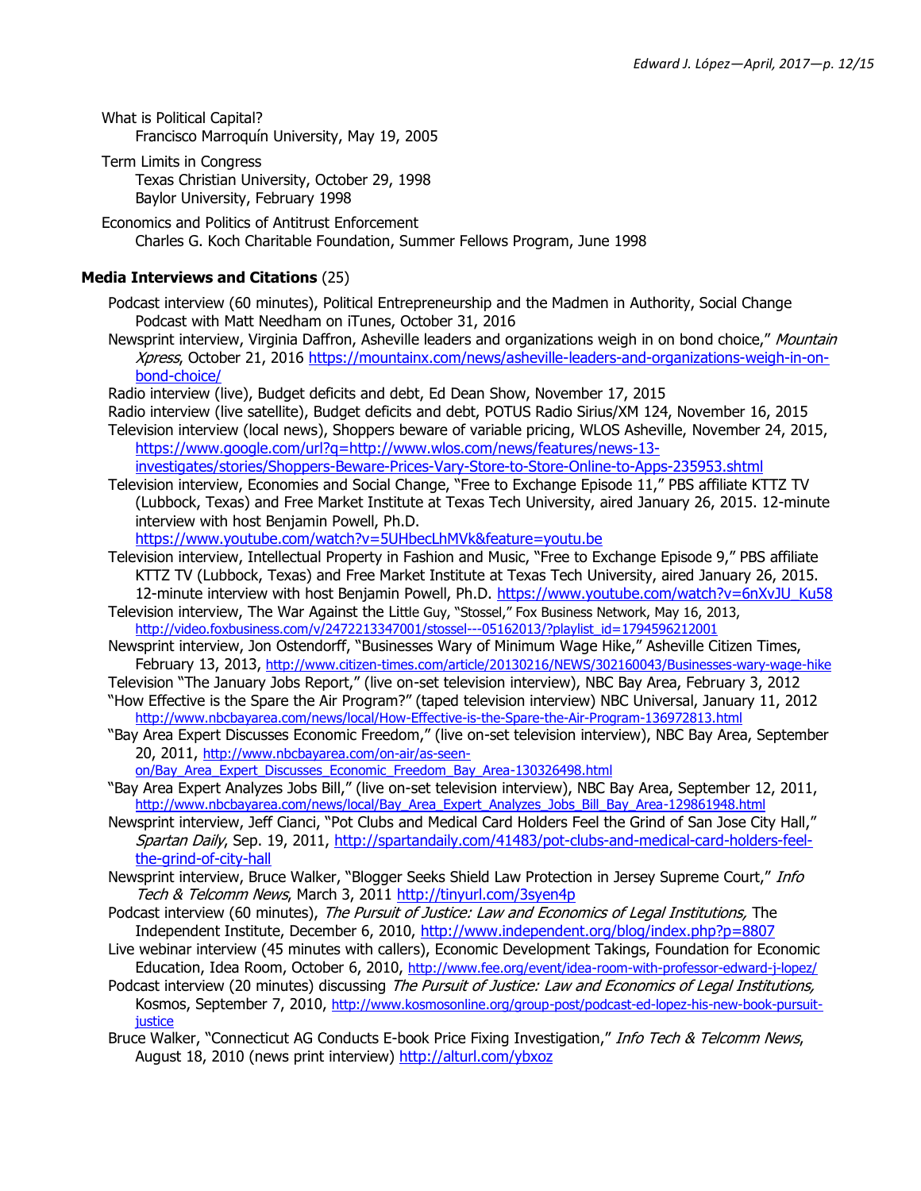What is Political Capital?
Francisco Marroquín University, May 19, 2005

Term Limits in Congress
Texas Christian University, October 29, 1998
Baylor University, February 1998

Economics and Politics of Antitrust Enforcement
Charles G. Koch Charitable Foundation, Summer Fellows Program, June 1998

**Media Interviews and Citations** (25)

Podcast interview (60 minutes), Political Entrepreneurship and the Madmen in Authority, Social Change Podcast with Matt Needham on iTunes, October 31, 2016

Newsprint interview, Virginia Daffron, Asheville leaders and organizations weigh in on bond choice," *Mountain Xpress*, October 21, 2016 https://mountainx.com/news/asheville-leaders-and-organizations-weigh-in-on-bond-choice/

Radio interview (live), Budget deficits and debt, Ed Dean Show, November 17, 2015

Radio interview (live satellite), Budget deficits and debt, POTUS Radio Sirius/XM 124, November 16, 2015

Television interview (local news), Shoppers beware of variable pricing, WLOS Asheville, November 24, 2015, https://www.google.com/url?q=http://www.wlos.com/news/features/news-13-investigates/stories/Shoppers-Beware-Prices-Vary-Store-to-Store-Online-to-Apps-235953.shtml

Television interview, Economies and Social Change, "Free to Exchange Episode 11," PBS affiliate KTTZ TV (Lubbock, Texas) and Free Market Institute at Texas Tech University, aired January 26, 2015. 12-minute interview with host Benjamin Powell, Ph.D. https://www.youtube.com/watch?v=5UHbecLhMVk&feature=youtu.be

Television interview, Intellectual Property in Fashion and Music, "Free to Exchange Episode 9," PBS affiliate KTTZ TV (Lubbock, Texas) and Free Market Institute at Texas Tech University, aired January 26, 2015. 12-minute interview with host Benjamin Powell, Ph.D. https://www.youtube.com/watch?v=6nXvJU_Ku58

Television interview, The War Against the Little Guy, "Stossel," Fox Business Network, May 16, 2013, http://video.foxbusiness.com/v/2472213347001/stossel---05162013/?playlist_id=1794596212001

Newsprint interview, Jon Ostendorff, "Businesses Wary of Minimum Wage Hike," Asheville Citizen Times, February 13, 2013, http://www.citizen-times.com/article/20130216/NEWS/302160043/Businesses-wary-wage-hike

Television "The January Jobs Report," (live on-set television interview), NBC Bay Area, February 3, 2012

"How Effective is the Spare the Air Program?" (taped television interview) NBC Universal, January 11, 2012 http://www.nbcbayarea.com/news/local/How-Effective-is-the-Spare-the-Air-Program-136972813.html

"Bay Area Expert Discusses Economic Freedom," (live on-set television interview), NBC Bay Area, September 20, 2011, http://www.nbcbayarea.com/on-air/as-seen-on/Bay_Area_Expert_Discusses_Economic_Freedom_Bay_Area-130326498.html

"Bay Area Expert Analyzes Jobs Bill," (live on-set television interview), NBC Bay Area, September 12, 2011, http://www.nbcbayarea.com/news/local/Bay_Area_Expert_Analyzes_Jobs_Bill_Bay_Area-129861948.html

Newsprint interview, Jeff Cianci, "Pot Clubs and Medical Card Holders Feel the Grind of San Jose City Hall," *Spartan Daily*, Sep. 19, 2011, http://spartandaily.com/41483/pot-clubs-and-medical-card-holders-feel-the-grind-of-city-hall

Newsprint interview, Bruce Walker, "Blogger Seeks Shield Law Protection in Jersey Supreme Court," *Info Tech & Telcomm News*, March 3, 2011 http://tinyurl.com/3syen4p

Podcast interview (60 minutes), *The Pursuit of Justice: Law and Economics of Legal Institutions,* The Independent Institute, December 6, 2010, http://www.independent.org/blog/index.php?p=8807

Live webinar interview (45 minutes with callers), Economic Development Takings, Foundation for Economic Education, Idea Room, October 6, 2010, http://www.fee.org/event/idea-room-with-professor-edward-j-lopez/

Podcast interview (20 minutes) discussing *The Pursuit of Justice: Law and Economics of Legal Institutions,* Kosmos, September 7, 2010, http://www.kosmosonline.org/group-post/podcast-ed-lopez-his-new-book-pursuit-justice

Bruce Walker, "Connecticut AG Conducts E-book Price Fixing Investigation," *Info Tech & Telcomm News*, August 18, 2010 (news print interview) http://alturl.com/ybxoz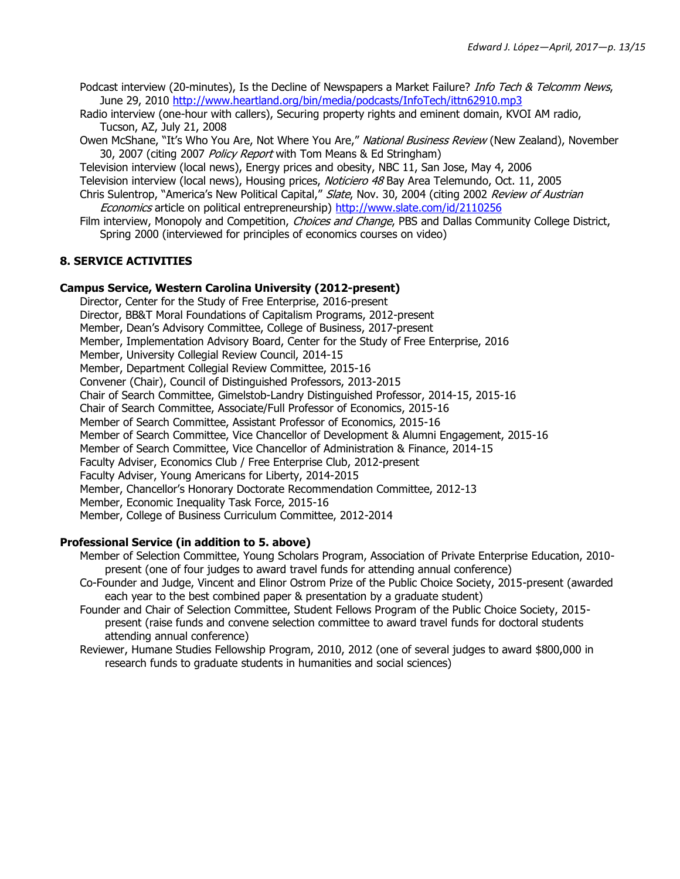Podcast interview (20-minutes), Is the Decline of Newspapers a Market Failure? *Info Tech & Telcomm News*, June 29, 2010 http://www.heartland.org/bin/media/podcasts/InfoTech/ittn62910.mp3

Radio interview (one-hour with callers), Securing property rights and eminent domain, KVOI AM radio, Tucson, AZ, July 21, 2008

Owen McShane, "It's Who You Are, Not Where You Are," *National Business Review* (New Zealand), November 30, 2007 (citing 2007 *Policy Report* with Tom Means & Ed Stringham)

Television interview (local news), Energy prices and obesity, NBC 11, San Jose, May 4, 2006

Television interview (local news), Housing prices, *Noticiero 48* Bay Area Telemundo, Oct. 11, 2005

Chris Sulentrop, "America's New Political Capital," *Slate*, Nov. 30, 2004 (citing 2002 *Review of Austrian Economics* article on political entrepreneurship) http://www.slate.com/id/2110256

Film interview, Monopoly and Competition, *Choices and Change*, PBS and Dallas Community College District, Spring 2000 (interviewed for principles of economics courses on video)

## 8. SERVICE ACTIVITIES

### Campus Service, Western Carolina University (2012-present)

Director, Center for the Study of Free Enterprise, 2016-present
Director, BB&T Moral Foundations of Capitalism Programs, 2012-present
Member, Dean's Advisory Committee, College of Business, 2017-present
Member, Implementation Advisory Board, Center for the Study of Free Enterprise, 2016
Member, University Collegial Review Council, 2014-15
Member, Department Collegial Review Committee, 2015-16
Convener (Chair), Council of Distinguished Professors, 2013-2015
Chair of Search Committee, Gimelstob-Landry Distinguished Professor, 2014-15, 2015-16
Chair of Search Committee, Associate/Full Professor of Economics, 2015-16
Member of Search Committee, Assistant Professor of Economics, 2015-16
Member of Search Committee, Vice Chancellor of Development & Alumni Engagement, 2015-16
Member of Search Committee, Vice Chancellor of Administration & Finance, 2014-15
Faculty Adviser, Economics Club / Free Enterprise Club, 2012-present
Faculty Adviser, Young Americans for Liberty, 2014-2015
Member, Chancellor's Honorary Doctorate Recommendation Committee, 2012-13
Member, Economic Inequality Task Force, 2015-16
Member, College of Business Curriculum Committee, 2012-2014

### Professional Service (in addition to 5. above)

Member of Selection Committee, Young Scholars Program, Association of Private Enterprise Education, 2010-present (one of four judges to award travel funds for attending annual conference)

Co-Founder and Judge, Vincent and Elinor Ostrom Prize of the Public Choice Society, 2015-present (awarded each year to the best combined paper & presentation by a graduate student)

Founder and Chair of Selection Committee, Student Fellows Program of the Public Choice Society, 2015-present (raise funds and convene selection committee to award travel funds for doctoral students attending annual conference)

Reviewer, Humane Studies Fellowship Program, 2010, 2012 (one of several judges to award $800,000 in research funds to graduate students in humanities and social sciences)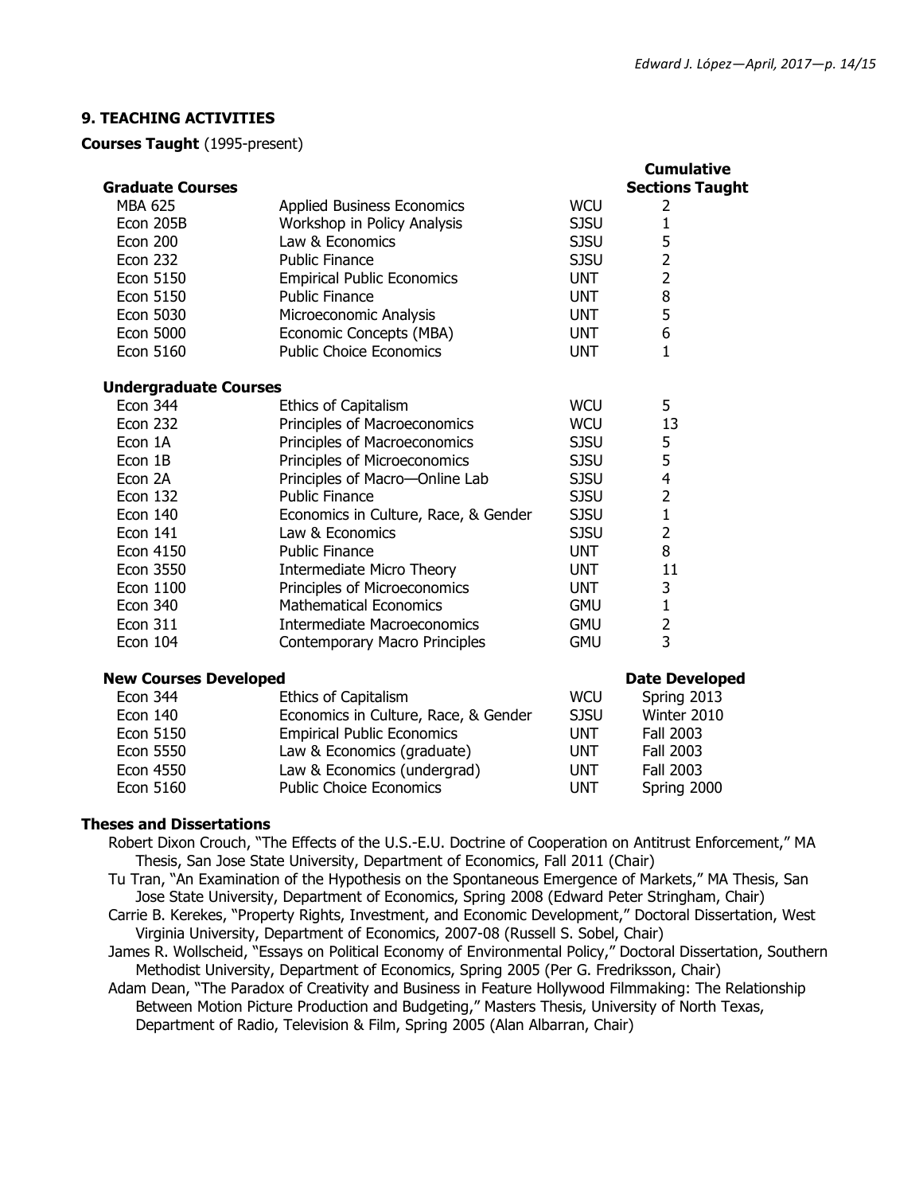## 9. TEACHING ACTIVITIES

**Courses Taught** (1995-present)

| **Graduate Courses** | | | **Cumulative Sections Taught** |
|---|---|---|---|
| MBA 625 | Applied Business Economics | WCU | 2 |
| Econ 205B | Workshop in Policy Analysis | SJSU | 1 |
| Econ 200 | Law & Economics | SJSU | 5 |
| Econ 232 | Public Finance | SJSU | 2 |
| Econ 5150 | Empirical Public Economics | UNT | 2 |
| Econ 5150 | Public Finance | UNT | 8 |
| Econ 5030 | Microeconomic Analysis | UNT | 5 |
| Econ 5000 | Economic Concepts (MBA) | UNT | 6 |
| Econ 5160 | Public Choice Economics | UNT | 1 |

| **Undergraduate Courses** | | | |
|---|---|---|---|
| Econ 344 | Ethics of Capitalism | WCU | 5 |
| Econ 232 | Principles of Macroeconomics | WCU | 13 |
| Econ 1A | Principles of Macroeconomics | SJSU | 5 |
| Econ 1B | Principles of Microeconomics | SJSU | 5 |
| Econ 2A | Principles of Macro—Online Lab | SJSU | 4 |
| Econ 132 | Public Finance | SJSU | 2 |
| Econ 140 | Economics in Culture, Race, & Gender | SJSU | 1 |
| Econ 141 | Law & Economics | SJSU | 2 |
| Econ 4150 | Public Finance | UNT | 8 |
| Econ 3550 | Intermediate Micro Theory | UNT | 11 |
| Econ 1100 | Principles of Microeconomics | UNT | 3 |
| Econ 340 | Mathematical Economics | GMU | 1 |
| Econ 311 | Intermediate Macroeconomics | GMU | 2 |
| Econ 104 | Contemporary Macro Principles | GMU | 3 |

| **New Courses Developed** | | | **Date Developed** |
|---|---|---|---|
| Econ 344 | Ethics of Capitalism | WCU | Spring 2013 |
| Econ 140 | Economics in Culture, Race, & Gender | SJSU | Winter 2010 |
| Econ 5150 | Empirical Public Economics | UNT | Fall 2003 |
| Econ 5550 | Law & Economics (graduate) | UNT | Fall 2003 |
| Econ 4550 | Law & Economics (undergrad) | UNT | Fall 2003 |
| Econ 5160 | Public Choice Economics | UNT | Spring 2000 |

**Theses and Dissertations**

Robert Dixon Crouch, "The Effects of the U.S.-E.U. Doctrine of Cooperation on Antitrust Enforcement," MA Thesis, San Jose State University, Department of Economics, Fall 2011 (Chair)

Tu Tran, "An Examination of the Hypothesis on the Spontaneous Emergence of Markets," MA Thesis, San Jose State University, Department of Economics, Spring 2008 (Edward Peter Stringham, Chair)

Carrie B. Kerekes, "Property Rights, Investment, and Economic Development," Doctoral Dissertation, West Virginia University, Department of Economics, 2007-08 (Russell S. Sobel, Chair)

James R. Wollscheid, "Essays on Political Economy of Environmental Policy," Doctoral Dissertation, Southern Methodist University, Department of Economics, Spring 2005 (Per G. Fredriksson, Chair)

Adam Dean, "The Paradox of Creativity and Business in Feature Hollywood Filmmaking: The Relationship Between Motion Picture Production and Budgeting," Masters Thesis, University of North Texas, Department of Radio, Television & Film, Spring 2005 (Alan Albarran, Chair)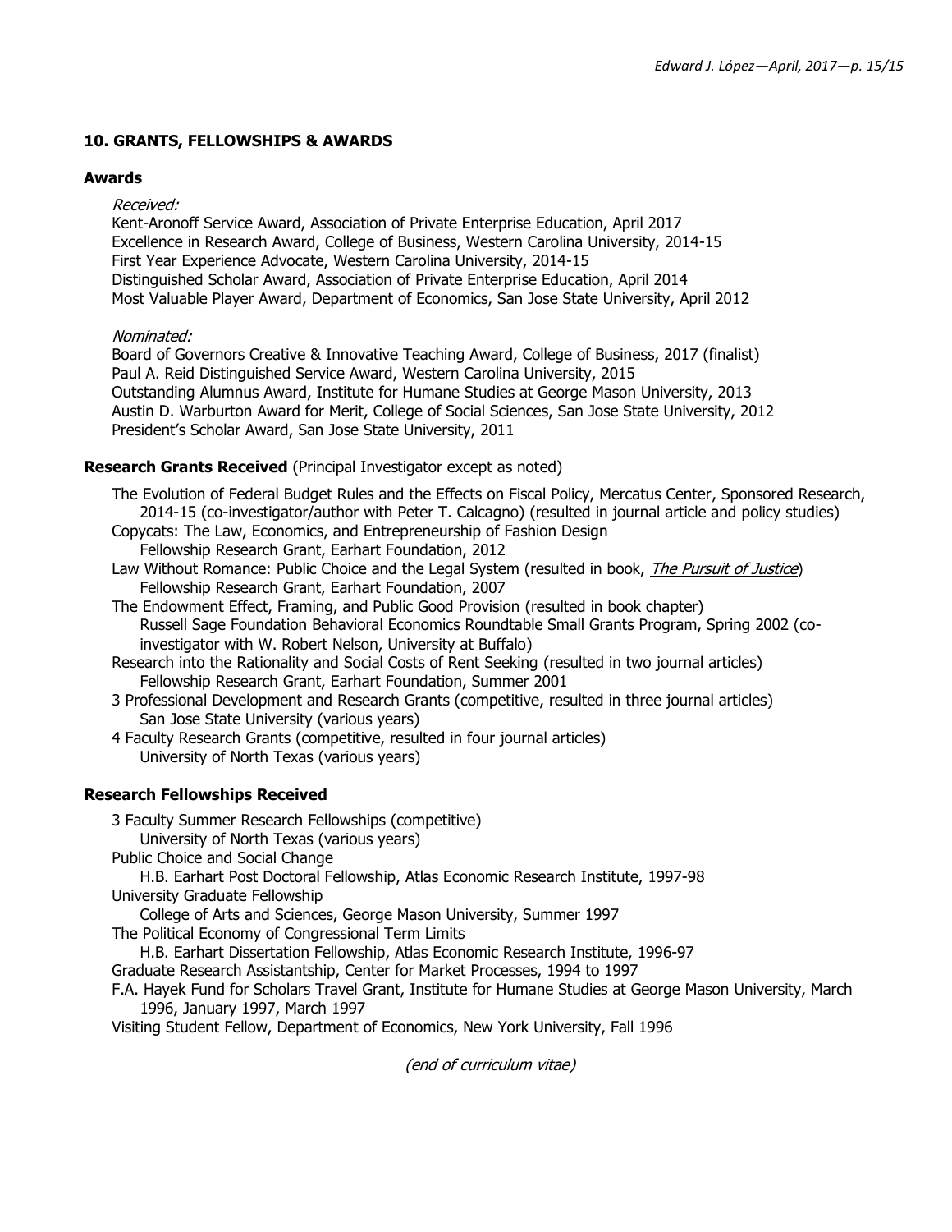## 10. GRANTS, FELLOWSHIPS & AWARDS

### Awards

*Received:*

Kent-Aronoff Service Award, Association of Private Enterprise Education, April 2017
Excellence in Research Award, College of Business, Western Carolina University, 2014-15
First Year Experience Advocate, Western Carolina University, 2014-15
Distinguished Scholar Award, Association of Private Enterprise Education, April 2014
Most Valuable Player Award, Department of Economics, San Jose State University, April 2012

*Nominated:*

Board of Governors Creative & Innovative Teaching Award, College of Business, 2017 (finalist)
Paul A. Reid Distinguished Service Award, Western Carolina University, 2015
Outstanding Alumnus Award, Institute for Humane Studies at George Mason University, 2013
Austin D. Warburton Award for Merit, College of Social Sciences, San Jose State University, 2012
President's Scholar Award, San Jose State University, 2011

### Research Grants Received (Principal Investigator except as noted)

The Evolution of Federal Budget Rules and the Effects on Fiscal Policy, Mercatus Center, Sponsored Research, 2014-15 (co-investigator/author with Peter T. Calcagno) (resulted in journal article and policy studies)

Copycats: The Law, Economics, and Entrepreneurship of Fashion Design
Fellowship Research Grant, Earhart Foundation, 2012

Law Without Romance: Public Choice and the Legal System (resulted in book, *The Pursuit of Justice*)
Fellowship Research Grant, Earhart Foundation, 2007

The Endowment Effect, Framing, and Public Good Provision (resulted in book chapter)
Russell Sage Foundation Behavioral Economics Roundtable Small Grants Program, Spring 2002 (co-investigator with W. Robert Nelson, University at Buffalo)

Research into the Rationality and Social Costs of Rent Seeking (resulted in two journal articles)
Fellowship Research Grant, Earhart Foundation, Summer 2001

3 Professional Development and Research Grants (competitive, resulted in three journal articles)
San Jose State University (various years)

4 Faculty Research Grants (competitive, resulted in four journal articles)
University of North Texas (various years)

### Research Fellowships Received

3 Faculty Summer Research Fellowships (competitive)
University of North Texas (various years)

Public Choice and Social Change
H.B. Earhart Post Doctoral Fellowship, Atlas Economic Research Institute, 1997-98

University Graduate Fellowship
College of Arts and Sciences, George Mason University, Summer 1997

The Political Economy of Congressional Term Limits
H.B. Earhart Dissertation Fellowship, Atlas Economic Research Institute, 1996-97

Graduate Research Assistantship, Center for Market Processes, 1994 to 1997

F.A. Hayek Fund for Scholars Travel Grant, Institute for Humane Studies at George Mason University, March 1996, January 1997, March 1997

Visiting Student Fellow, Department of Economics, New York University, Fall 1996

*(end of curriculum vitae)*